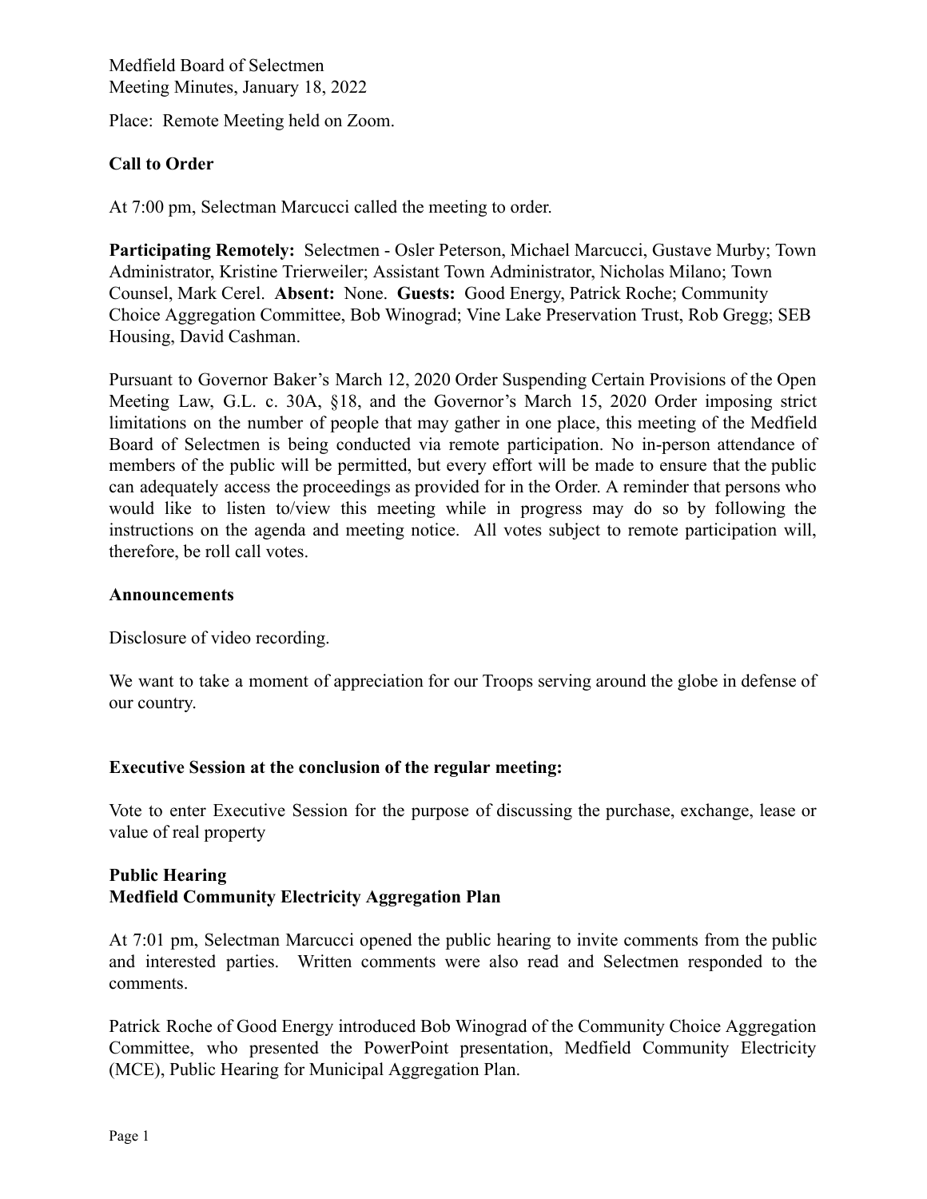Medfield Board of Selectmen
Meeting Minutes, January 18, 2022

Place: Remote Meeting held on Zoom.

**Call to Order**

At 7:00 pm, Selectman Marcucci called the meeting to order.

**Participating Remotely:** Selectmen - Osler Peterson, Michael Marcucci, Gustave Murby; Town Administrator, Kristine Trierweiler; Assistant Town Administrator, Nicholas Milano; Town Counsel, Mark Cerel. **Absent:** None. **Guests:** Good Energy, Patrick Roche; Community Choice Aggregation Committee, Bob Winograd; Vine Lake Preservation Trust, Rob Gregg; SEB Housing, David Cashman.

Pursuant to Governor Baker's March 12, 2020 Order Suspending Certain Provisions of the Open Meeting Law, G.L. c. 30A, §18, and the Governor's March 15, 2020 Order imposing strict limitations on the number of people that may gather in one place, this meeting of the Medfield Board of Selectmen is being conducted via remote participation. No in-person attendance of members of the public will be permitted, but every effort will be made to ensure that the public can adequately access the proceedings as provided for in the Order. A reminder that persons who would like to listen to/view this meeting while in progress may do so by following the instructions on the agenda and meeting notice. All votes subject to remote participation will, therefore, be roll call votes.

**Announcements**

Disclosure of video recording.

We want to take a moment of appreciation for our Troops serving around the globe in defense of our country.

**Executive Session at the conclusion of the regular meeting:**

Vote to enter Executive Session for the purpose of discussing the purchase, exchange, lease or value of real property

**Public Hearing**
**Medfield Community Electricity Aggregation Plan**

At 7:01 pm, Selectman Marcucci opened the public hearing to invite comments from the public and interested parties. Written comments were also read and Selectmen responded to the comments.

Patrick Roche of Good Energy introduced Bob Winograd of the Community Choice Aggregation Committee, who presented the PowerPoint presentation, Medfield Community Electricity (MCE), Public Hearing for Municipal Aggregation Plan.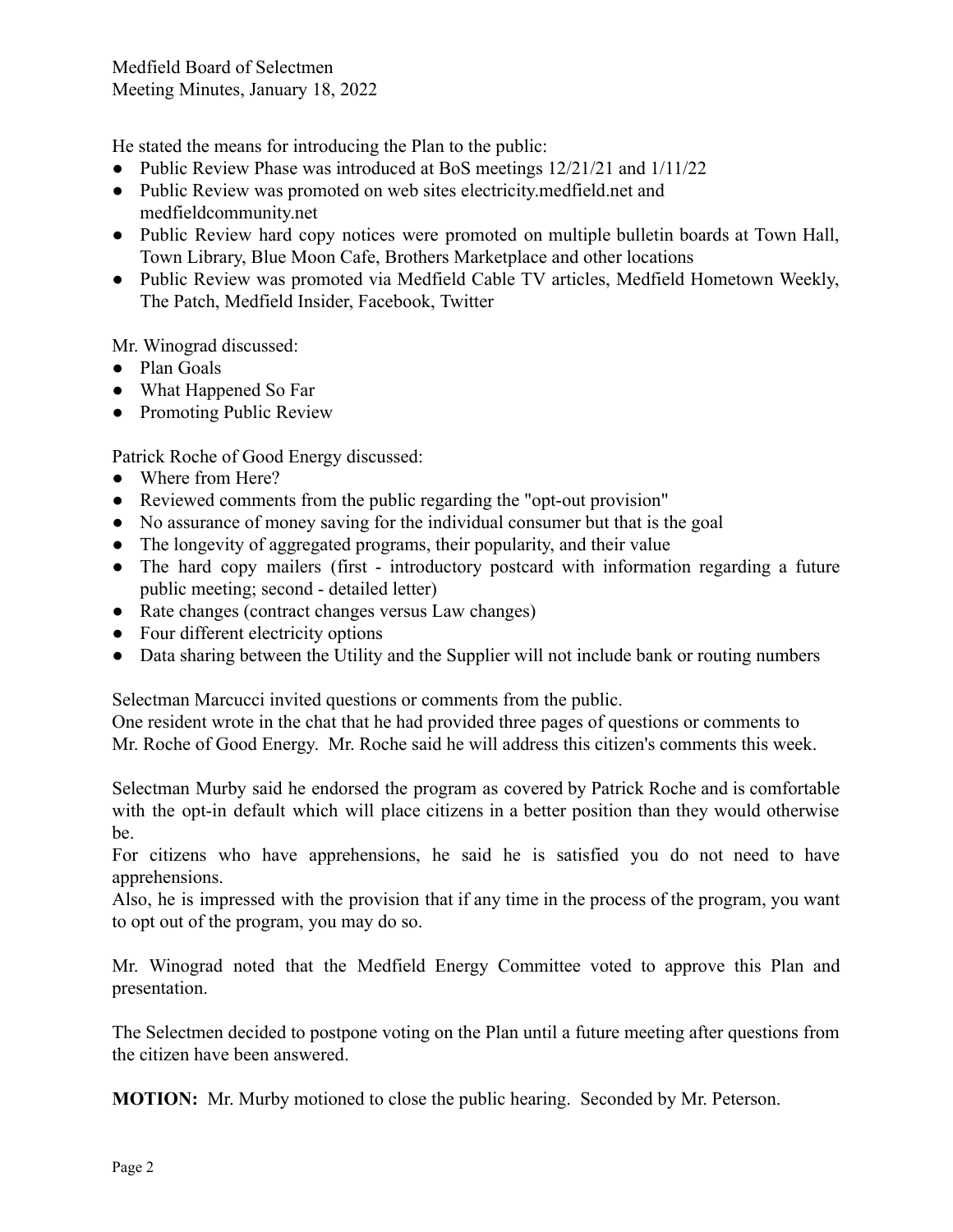He stated the means for introducing the Plan to the public:

- Public Review Phase was introduced at BoS meetings 12/21/21 and 1/11/22
- Public Review was promoted on web sites electricity.medfield.net and medfieldcommunity.net
- Public Review hard copy notices were promoted on multiple bulletin boards at Town Hall, Town Library, Blue Moon Cafe, Brothers Marketplace and other locations
- Public Review was promoted via Medfield Cable TV articles, Medfield Hometown Weekly, The Patch, Medfield Insider, Facebook, Twitter

Mr. Winograd discussed:

- Plan Goals
- What Happened So Far
- Promoting Public Review

Patrick Roche of Good Energy discussed:

- Where from Here?
- Reviewed comments from the public regarding the "opt-out provision"
- No assurance of money saving for the individual consumer but that is the goal
- The longevity of aggregated programs, their popularity, and their value
- The hard copy mailers (first - introductory postcard with information regarding a future public meeting; second - detailed letter)
- Rate changes (contract changes versus Law changes)
- Four different electricity options
- Data sharing between the Utility and the Supplier will not include bank or routing numbers

Selectman Marcucci invited questions or comments from the public.
One resident wrote in the chat that he had provided three pages of questions or comments to Mr. Roche of Good Energy. Mr. Roche said he will address this citizen's comments this week.

Selectman Murby said he endorsed the program as covered by Patrick Roche and is comfortable with the opt-in default which will place citizens in a better position than they would otherwise be.
For citizens who have apprehensions, he said he is satisfied you do not need to have apprehensions.
Also, he is impressed with the provision that if any time in the process of the program, you want to opt out of the program, you may do so.

Mr. Winograd noted that the Medfield Energy Committee voted to approve this Plan and presentation.

The Selectmen decided to postpone voting on the Plan until a future meeting after questions from the citizen have been answered.

**MOTION:** Mr. Murby motioned to close the public hearing. Seconded by Mr. Peterson.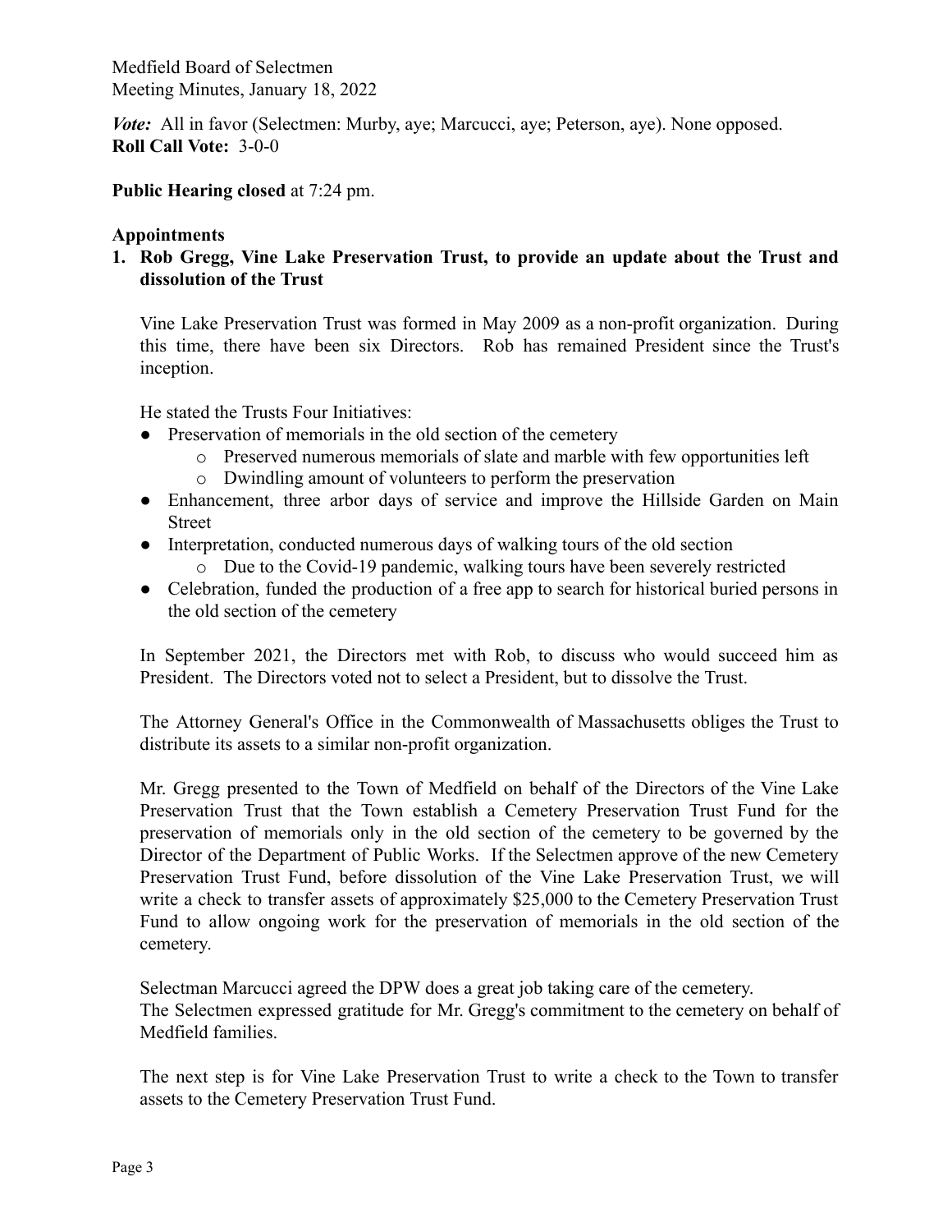*Vote:* All in favor (Selectmen: Murby, aye; Marcucci, aye; Peterson, aye). None opposed.
**Roll Call Vote:** 3-0-0

**Public Hearing closed** at 7:24 pm.

**Appointments**

1. **Rob Gregg, Vine Lake Preservation Trust, to provide an update about the Trust and dissolution of the Trust**

   Vine Lake Preservation Trust was formed in May 2009 as a non-profit organization. During this time, there have been six Directors. Rob has remained President since the Trust's inception.

   He stated the Trusts Four Initiatives:

   - Preservation of memorials in the old section of the cemetery
     - Preserved numerous memorials of slate and marble with few opportunities left
     - Dwindling amount of volunteers to perform the preservation
   - Enhancement, three arbor days of service and improve the Hillside Garden on Main Street
   - Interpretation, conducted numerous days of walking tours of the old section
     - Due to the Covid-19 pandemic, walking tours have been severely restricted
   - Celebration, funded the production of a free app to search for historical buried persons in the old section of the cemetery

   In September 2021, the Directors met with Rob, to discuss who would succeed him as President. The Directors voted not to select a President, but to dissolve the Trust.

   The Attorney General's Office in the Commonwealth of Massachusetts obliges the Trust to distribute its assets to a similar non-profit organization.

   Mr. Gregg presented to the Town of Medfield on behalf of the Directors of the Vine Lake Preservation Trust that the Town establish a Cemetery Preservation Trust Fund for the preservation of memorials only in the old section of the cemetery to be governed by the Director of the Department of Public Works. If the Selectmen approve of the new Cemetery Preservation Trust Fund, before dissolution of the Vine Lake Preservation Trust, we will write a check to transfer assets of approximately $25,000 to the Cemetery Preservation Trust Fund to allow ongoing work for the preservation of memorials in the old section of the cemetery.

   Selectman Marcucci agreed the DPW does a great job taking care of the cemetery.
   The Selectmen expressed gratitude for Mr. Gregg's commitment to the cemetery on behalf of Medfield families.

   The next step is for Vine Lake Preservation Trust to write a check to the Town to transfer assets to the Cemetery Preservation Trust Fund.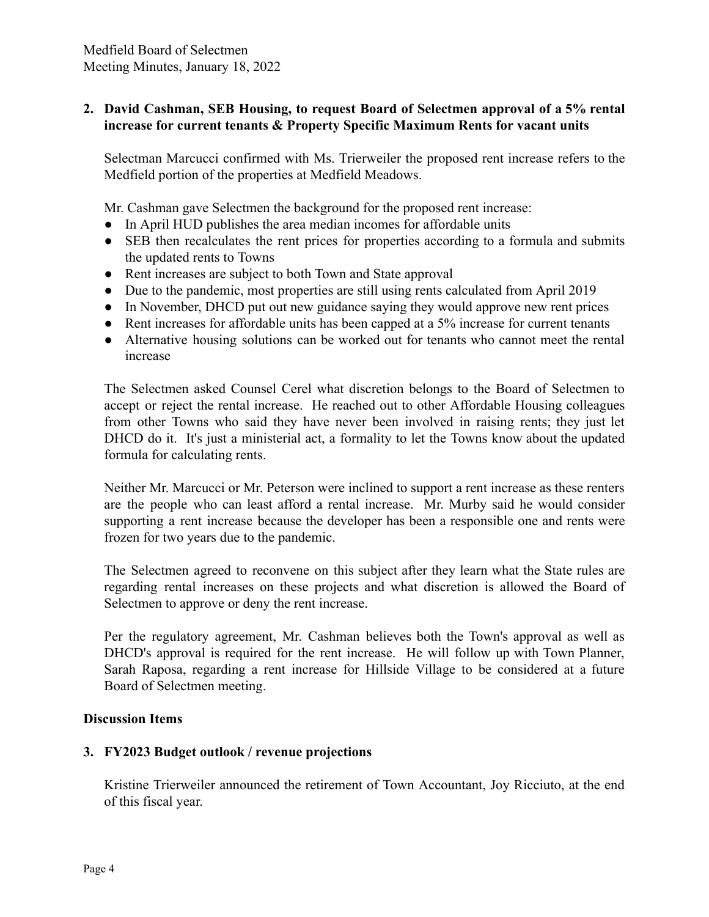**2. David Cashman, SEB Housing, to request Board of Selectmen approval of a 5% rental increase for current tenants & Property Specific Maximum Rents for vacant units**

Selectman Marcucci confirmed with Ms. Trierweiler the proposed rent increase refers to the Medfield portion of the properties at Medfield Meadows.

Mr. Cashman gave Selectmen the background for the proposed rent increase:

- In April HUD publishes the area median incomes for affordable units
- SEB then recalculates the rent prices for properties according to a formula and submits the updated rents to Towns
- Rent increases are subject to both Town and State approval
- Due to the pandemic, most properties are still using rents calculated from April 2019
- In November, DHCD put out new guidance saying they would approve new rent prices
- Rent increases for affordable units has been capped at a 5% increase for current tenants
- Alternative housing solutions can be worked out for tenants who cannot meet the rental increase

The Selectmen asked Counsel Cerel what discretion belongs to the Board of Selectmen to accept or reject the rental increase. He reached out to other Affordable Housing colleagues from other Towns who said they have never been involved in raising rents; they just let DHCD do it. It's just a ministerial act, a formality to let the Towns know about the updated formula for calculating rents.

Neither Mr. Marcucci or Mr. Peterson were inclined to support a rent increase as these renters are the people who can least afford a rental increase. Mr. Murby said he would consider supporting a rent increase because the developer has been a responsible one and rents were frozen for two years due to the pandemic.

The Selectmen agreed to reconvene on this subject after they learn what the State rules are regarding rental increases on these projects and what discretion is allowed the Board of Selectmen to approve or deny the rent increase.

Per the regulatory agreement, Mr. Cashman believes both the Town's approval as well as DHCD's approval is required for the rent increase. He will follow up with Town Planner, Sarah Raposa, regarding a rent increase for Hillside Village to be considered at a future Board of Selectmen meeting.

## Discussion Items

**3. FY2023 Budget outlook / revenue projections**

Kristine Trierweiler announced the retirement of Town Accountant, Joy Ricciuto, at the end of this fiscal year.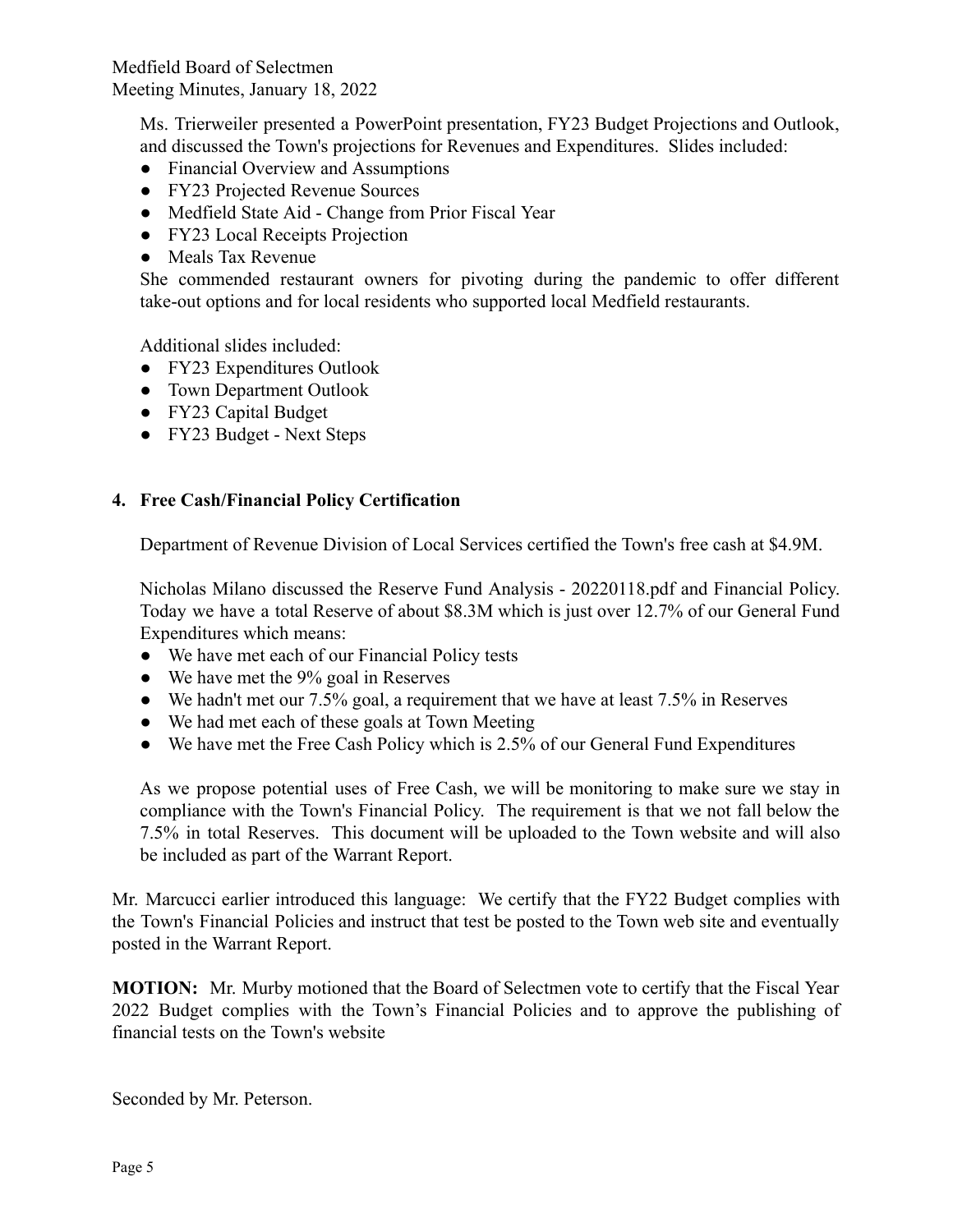Ms. Trierweiler presented a PowerPoint presentation, FY23 Budget Projections and Outlook, and discussed the Town's projections for Revenues and Expenditures. Slides included:

- Financial Overview and Assumptions
- FY23 Projected Revenue Sources
- Medfield State Aid - Change from Prior Fiscal Year
- FY23 Local Receipts Projection
- Meals Tax Revenue

She commended restaurant owners for pivoting during the pandemic to offer different take-out options and for local residents who supported local Medfield restaurants.

Additional slides included:

- FY23 Expenditures Outlook
- Town Department Outlook
- FY23 Capital Budget
- FY23 Budget - Next Steps

**4. Free Cash/Financial Policy Certification**

Department of Revenue Division of Local Services certified the Town's free cash at $4.9M.

Nicholas Milano discussed the Reserve Fund Analysis - 20220118.pdf and Financial Policy. Today we have a total Reserve of about $8.3M which is just over 12.7% of our General Fund Expenditures which means:

- We have met each of our Financial Policy tests
- We have met the 9% goal in Reserves
- We hadn't met our 7.5% goal, a requirement that we have at least 7.5% in Reserves
- We had met each of these goals at Town Meeting
- We have met the Free Cash Policy which is 2.5% of our General Fund Expenditures

As we propose potential uses of Free Cash, we will be monitoring to make sure we stay in compliance with the Town's Financial Policy. The requirement is that we not fall below the 7.5% in total Reserves. This document will be uploaded to the Town website and will also be included as part of the Warrant Report.

Mr. Marcucci earlier introduced this language: We certify that the FY22 Budget complies with the Town's Financial Policies and instruct that test be posted to the Town web site and eventually posted in the Warrant Report.

**MOTION:** Mr. Murby motioned that the Board of Selectmen vote to certify that the Fiscal Year 2022 Budget complies with the Town's Financial Policies and to approve the publishing of financial tests on the Town's website

Seconded by Mr. Peterson.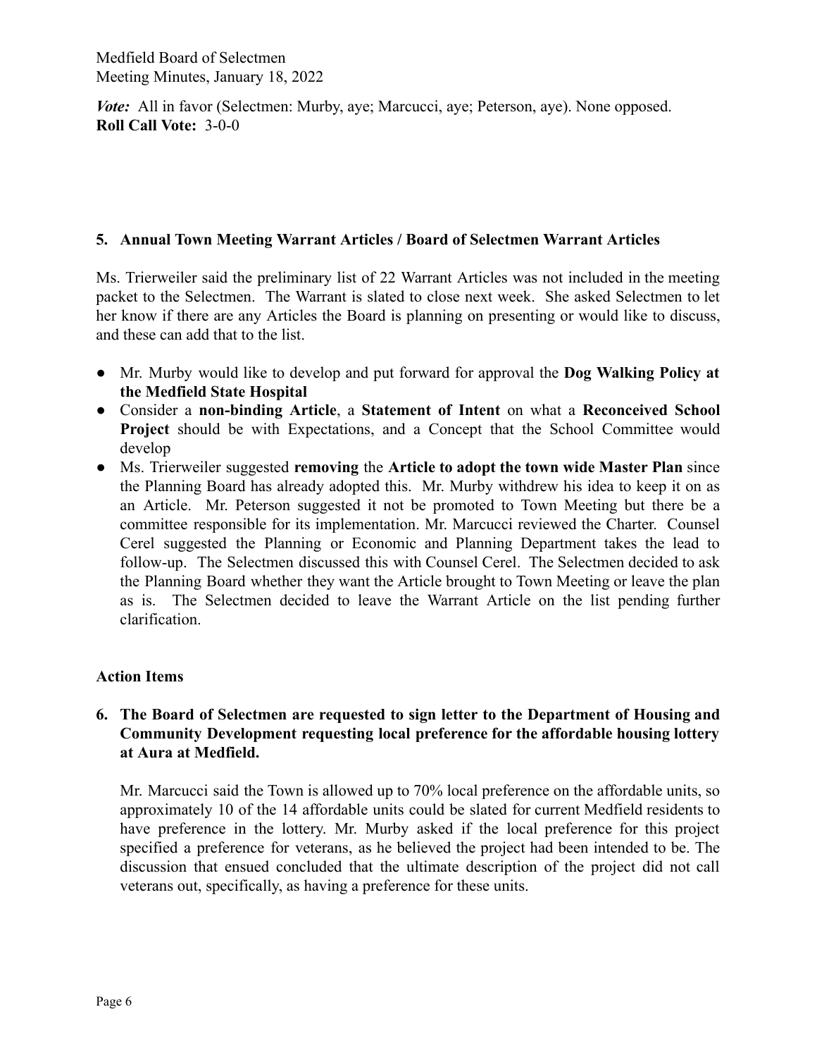*Vote:* All in favor (Selectmen: Murby, aye; Marcucci, aye; Peterson, aye). None opposed.
**Roll Call Vote:** 3-0-0

### 5. Annual Town Meeting Warrant Articles / Board of Selectmen Warrant Articles

Ms. Trierweiler said the preliminary list of 22 Warrant Articles was not included in the meeting packet to the Selectmen. The Warrant is slated to close next week. She asked Selectmen to let her know if there are any Articles the Board is planning on presenting or would like to discuss, and these can add that to the list.

- Mr. Murby would like to develop and put forward for approval the **Dog Walking Policy at the Medfield State Hospital**
- Consider a **non-binding Article**, a **Statement of Intent** on what a **Reconceived School Project** should be with Expectations, and a Concept that the School Committee would develop
- Ms. Trierweiler suggested **removing** the **Article to adopt the town wide Master Plan** since the Planning Board has already adopted this. Mr. Murby withdrew his idea to keep it on as an Article. Mr. Peterson suggested it not be promoted to Town Meeting but there be a committee responsible for its implementation. Mr. Marcucci reviewed the Charter. Counsel Cerel suggested the Planning or Economic and Planning Department takes the lead to follow-up. The Selectmen discussed this with Counsel Cerel. The Selectmen decided to ask the Planning Board whether they want the Article brought to Town Meeting or leave the plan as is. The Selectmen decided to leave the Warrant Article on the list pending further clarification.

### Action Items

### 6. The Board of Selectmen are requested to sign letter to the Department of Housing and Community Development requesting local preference for the affordable housing lottery at Aura at Medfield.

Mr. Marcucci said the Town is allowed up to 70% local preference on the affordable units, so approximately 10 of the 14 affordable units could be slated for current Medfield residents to have preference in the lottery. Mr. Murby asked if the local preference for this project specified a preference for veterans, as he believed the project had been intended to be. The discussion that ensued concluded that the ultimate description of the project did not call veterans out, specifically, as having a preference for these units.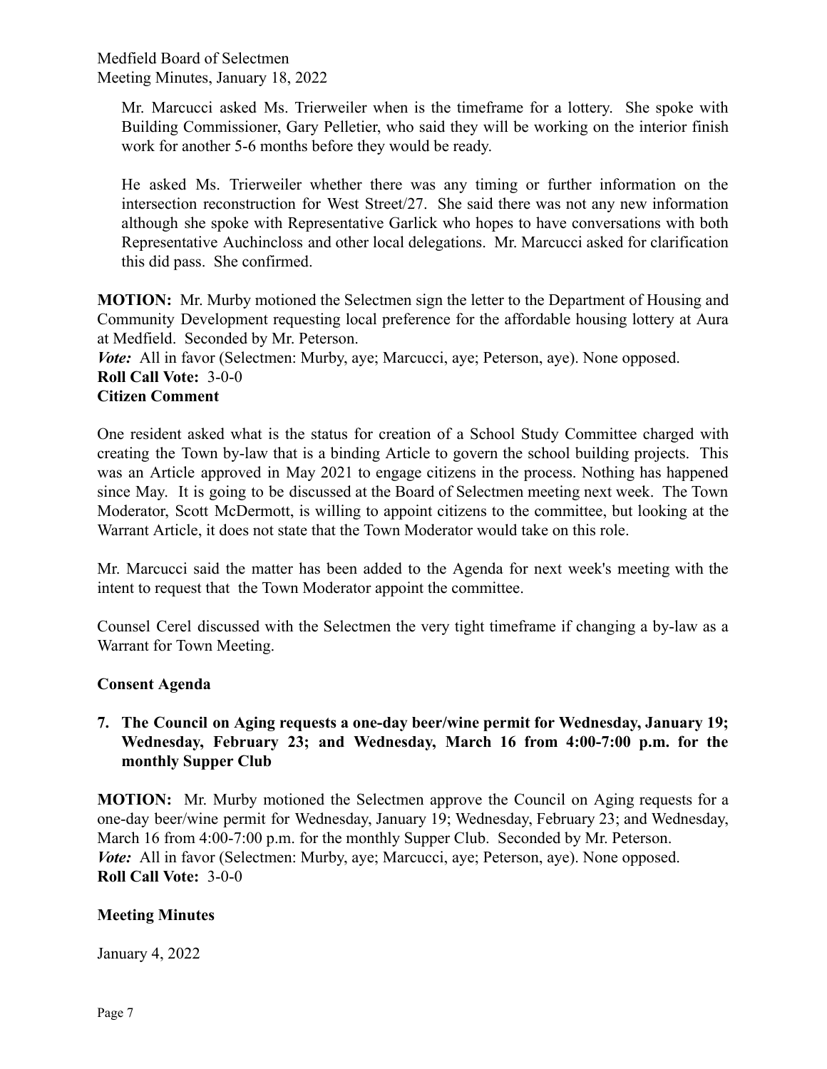Mr. Marcucci asked Ms. Trierweiler when is the timeframe for a lottery. She spoke with Building Commissioner, Gary Pelletier, who said they will be working on the interior finish work for another 5-6 months before they would be ready.

He asked Ms. Trierweiler whether there was any timing or further information on the intersection reconstruction for West Street/27. She said there was not any new information although she spoke with Representative Garlick who hopes to have conversations with both Representative Auchincloss and other local delegations. Mr. Marcucci asked for clarification this did pass. She confirmed.

**MOTION:** Mr. Murby motioned the Selectmen sign the letter to the Department of Housing and Community Development requesting local preference for the affordable housing lottery at Aura at Medfield. Seconded by Mr. Peterson.
***Vote:*** All in favor (Selectmen: Murby, aye; Marcucci, aye; Peterson, aye). None opposed.
**Roll Call Vote:** 3-0-0

**Citizen Comment**

One resident asked what is the status for creation of a School Study Committee charged with creating the Town by-law that is a binding Article to govern the school building projects. This was an Article approved in May 2021 to engage citizens in the process. Nothing has happened since May. It is going to be discussed at the Board of Selectmen meeting next week. The Town Moderator, Scott McDermott, is willing to appoint citizens to the committee, but looking at the Warrant Article, it does not state that the Town Moderator would take on this role.

Mr. Marcucci said the matter has been added to the Agenda for next week's meeting with the intent to request that the Town Moderator appoint the committee.

Counsel Cerel discussed with the Selectmen the very tight timeframe if changing a by-law as a Warrant for Town Meeting.

**Consent Agenda**

7. **The Council on Aging requests a one-day beer/wine permit for Wednesday, January 19; Wednesday, February 23; and Wednesday, March 16 from 4:00-7:00 p.m. for the monthly Supper Club**

**MOTION:** Mr. Murby motioned the Selectmen approve the Council on Aging requests for a one-day beer/wine permit for Wednesday, January 19; Wednesday, February 23; and Wednesday, March 16 from 4:00-7:00 p.m. for the monthly Supper Club. Seconded by Mr. Peterson.
***Vote:*** All in favor (Selectmen: Murby, aye; Marcucci, aye; Peterson, aye). None opposed.
**Roll Call Vote:** 3-0-0

**Meeting Minutes**

January 4, 2022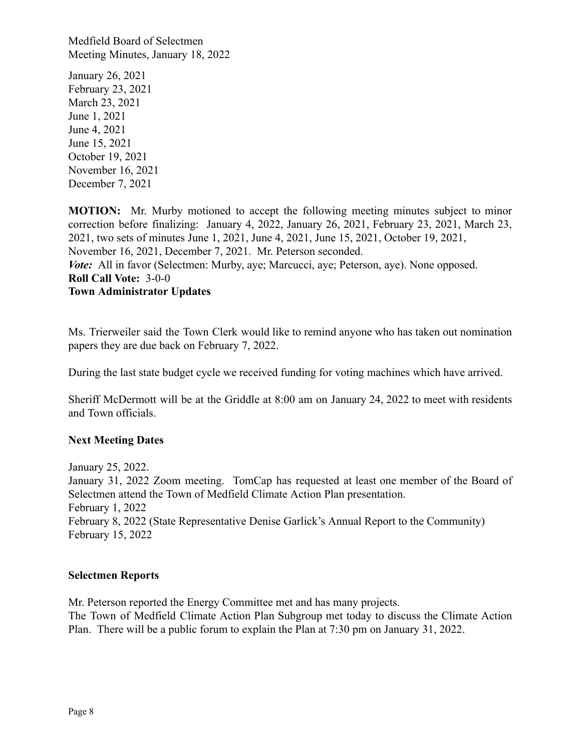January 26, 2021
February 23, 2021
March 23, 2021
June 1, 2021
June 4, 2021
June 15, 2021
October 19, 2021
November 16, 2021
December 7, 2021

**MOTION:** Mr. Murby motioned to accept the following meeting minutes subject to minor correction before finalizing: January 4, 2022, January 26, 2021, February 23, 2021, March 23, 2021, two sets of minutes June 1, 2021, June 4, 2021, June 15, 2021, October 19, 2021, November 16, 2021, December 7, 2021. Mr. Peterson seconded.
***Vote:*** All in favor (Selectmen: Murby, aye; Marcucci, aye; Peterson, aye). None opposed.
**Roll Call Vote:** 3-0-0

**Town Administrator Updates**

Ms. Trierweiler said the Town Clerk would like to remind anyone who has taken out nomination papers they are due back on February 7, 2022.

During the last state budget cycle we received funding for voting machines which have arrived.

Sheriff McDermott will be at the Griddle at 8:00 am on January 24, 2022 to meet with residents and Town officials.

**Next Meeting Dates**

January 25, 2022.
January 31, 2022 Zoom meeting. TomCap has requested at least one member of the Board of Selectmen attend the Town of Medfield Climate Action Plan presentation.
February 1, 2022
February 8, 2022 (State Representative Denise Garlick's Annual Report to the Community)
February 15, 2022

**Selectmen Reports**

Mr. Peterson reported the Energy Committee met and has many projects.
The Town of Medfield Climate Action Plan Subgroup met today to discuss the Climate Action Plan. There will be a public forum to explain the Plan at 7:30 pm on January 31, 2022.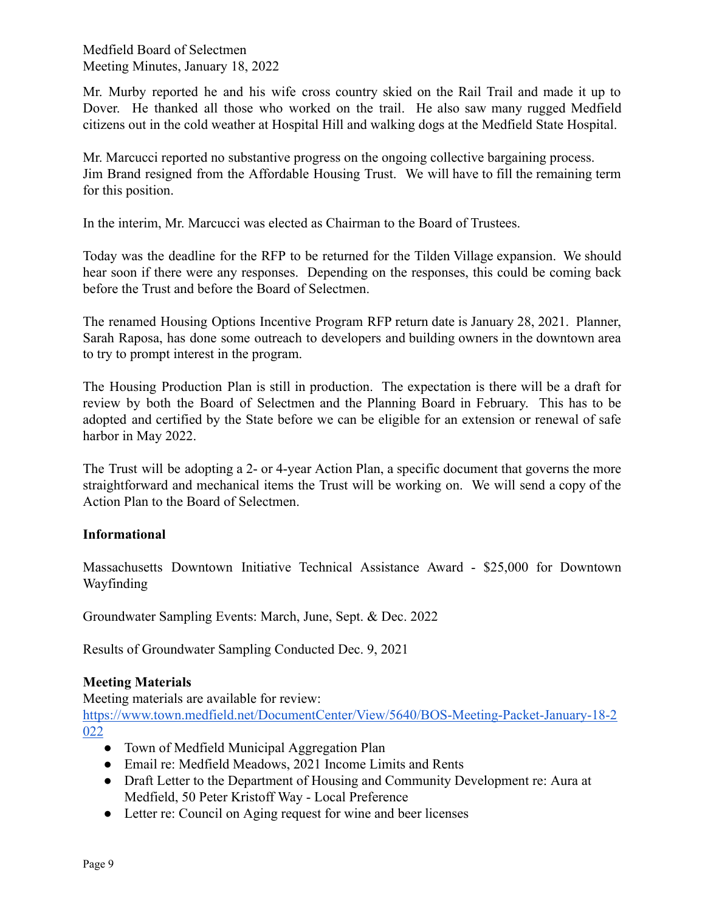Mr. Murby reported he and his wife cross country skied on the Rail Trail and made it up to Dover. He thanked all those who worked on the trail. He also saw many rugged Medfield citizens out in the cold weather at Hospital Hill and walking dogs at the Medfield State Hospital.

Mr. Marcucci reported no substantive progress on the ongoing collective bargaining process. Jim Brand resigned from the Affordable Housing Trust. We will have to fill the remaining term for this position.

In the interim, Mr. Marcucci was elected as Chairman to the Board of Trustees.

Today was the deadline for the RFP to be returned for the Tilden Village expansion. We should hear soon if there were any responses. Depending on the responses, this could be coming back before the Trust and before the Board of Selectmen.

The renamed Housing Options Incentive Program RFP return date is January 28, 2021. Planner, Sarah Raposa, has done some outreach to developers and building owners in the downtown area to try to prompt interest in the program.

The Housing Production Plan is still in production. The expectation is there will be a draft for review by both the Board of Selectmen and the Planning Board in February. This has to be adopted and certified by the State before we can be eligible for an extension or renewal of safe harbor in May 2022.

The Trust will be adopting a 2- or 4-year Action Plan, a specific document that governs the more straightforward and mechanical items the Trust will be working on. We will send a copy of the Action Plan to the Board of Selectmen.

**Informational**

Massachusetts Downtown Initiative Technical Assistance Award - $25,000 for Downtown Wayfinding

Groundwater Sampling Events: March, June, Sept. & Dec. 2022

Results of Groundwater Sampling Conducted Dec. 9, 2021

**Meeting Materials**

Meeting materials are available for review:
https://www.town.medfield.net/DocumentCenter/View/5640/BOS-Meeting-Packet-January-18-2022

- Town of Medfield Municipal Aggregation Plan
- Email re: Medfield Meadows, 2021 Income Limits and Rents
- Draft Letter to the Department of Housing and Community Development re: Aura at Medfield, 50 Peter Kristoff Way - Local Preference
- Letter re: Council on Aging request for wine and beer licenses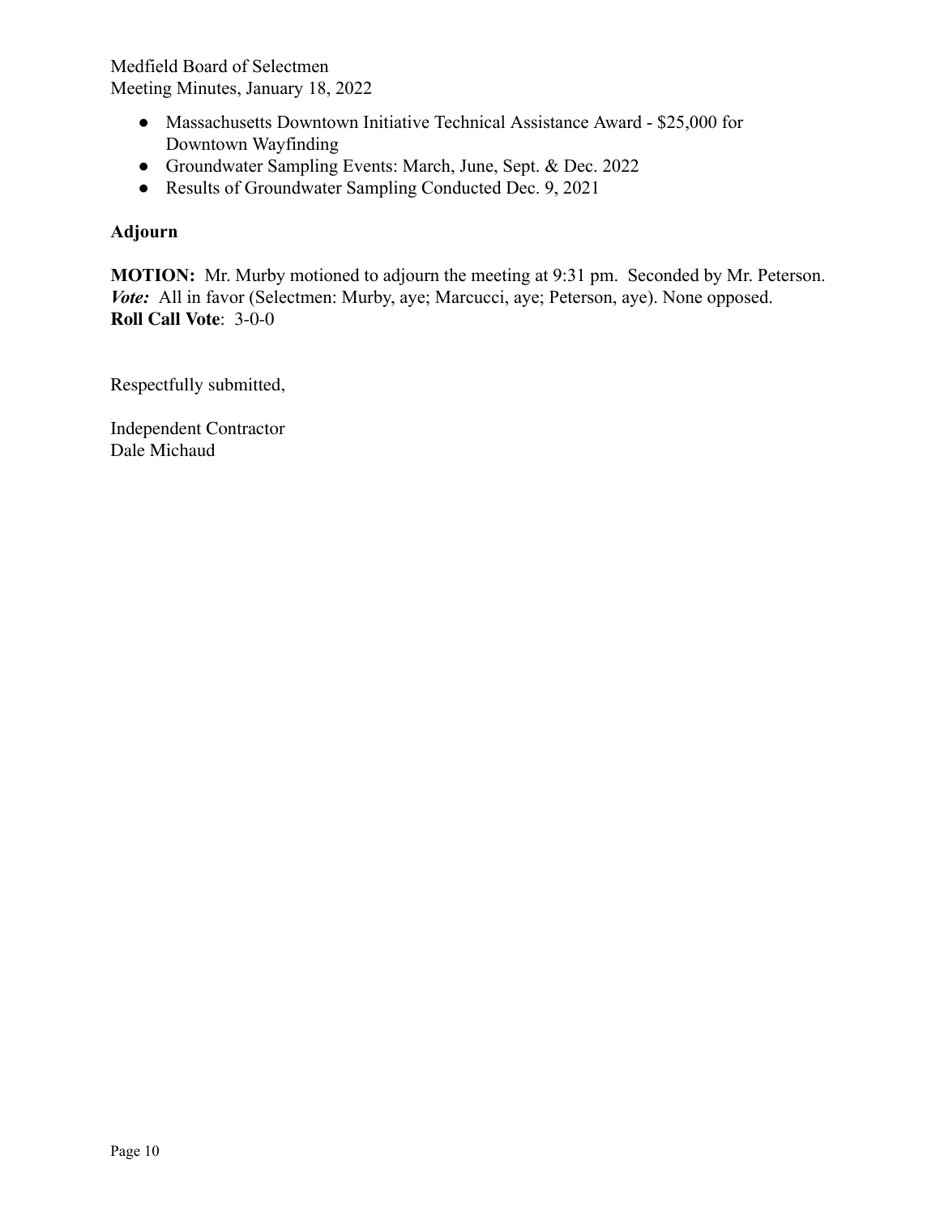- Massachusetts Downtown Initiative Technical Assistance Award - $25,000 for Downtown Wayfinding
- Groundwater Sampling Events: March, June, Sept. & Dec. 2022
- Results of Groundwater Sampling Conducted Dec. 9, 2021

### Adjourn

**MOTION:** Mr. Murby motioned to adjourn the meeting at 9:31 pm. Seconded by Mr. Peterson.
***Vote:*** All in favor (Selectmen: Murby, aye; Marcucci, aye; Peterson, aye). None opposed.
**Roll Call Vote**: 3-0-0

Respectfully submitted,

Independent Contractor
Dale Michaud